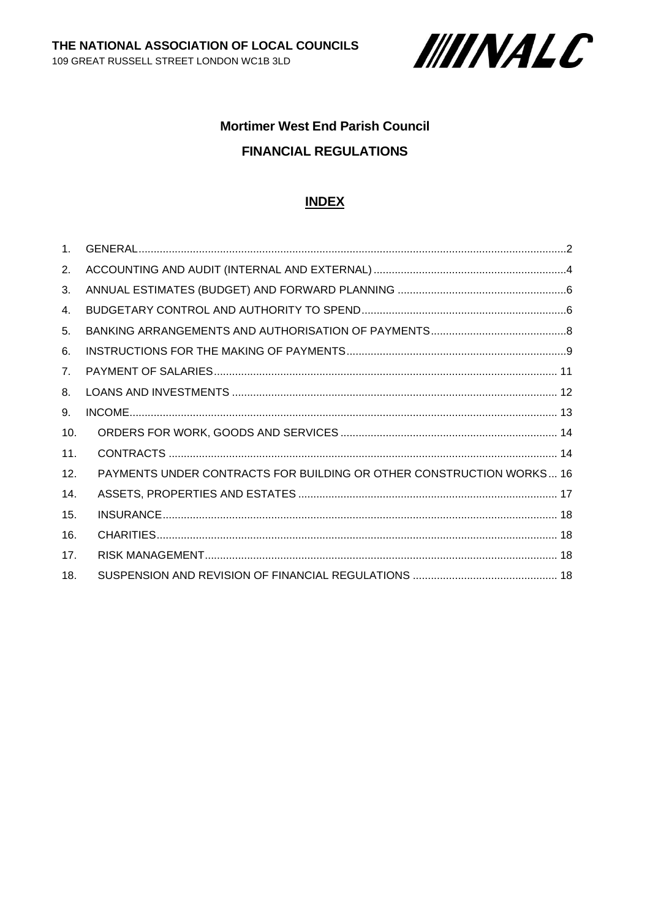**THE NATIONAL ASSOCIATION OF LOCAL COUNCILS**
109 GREAT RUSSELL STREET LONDON WC1B 3LD

NALC

# Mortimer West End Parish Council

# FINANCIAL REGULATIONS

## INDEX

1. GENERAL ... 2
2. ACCOUNTING AND AUDIT (INTERNAL AND EXTERNAL) ... 4
3. ANNUAL ESTIMATES (BUDGET) AND FORWARD PLANNING ... 6
4. BUDGETARY CONTROL AND AUTHORITY TO SPEND ... 6
5. BANKING ARRANGEMENTS AND AUTHORISATION OF PAYMENTS ... 8
6. INSTRUCTIONS FOR THE MAKING OF PAYMENTS ... 9
7. PAYMENT OF SALARIES ... 11
8. LOANS AND INVESTMENTS ... 12
9. INCOME ... 13
10. ORDERS FOR WORK, GOODS AND SERVICES ... 14
11. CONTRACTS ... 14
12. PAYMENTS UNDER CONTRACTS FOR BUILDING OR OTHER CONSTRUCTION WORKS ... 16
14. ASSETS, PROPERTIES AND ESTATES ... 17
15. INSURANCE ... 18
16. CHARITIES ... 18
17. RISK MANAGEMENT ... 18
18. SUSPENSION AND REVISION OF FINANCIAL REGULATIONS ... 18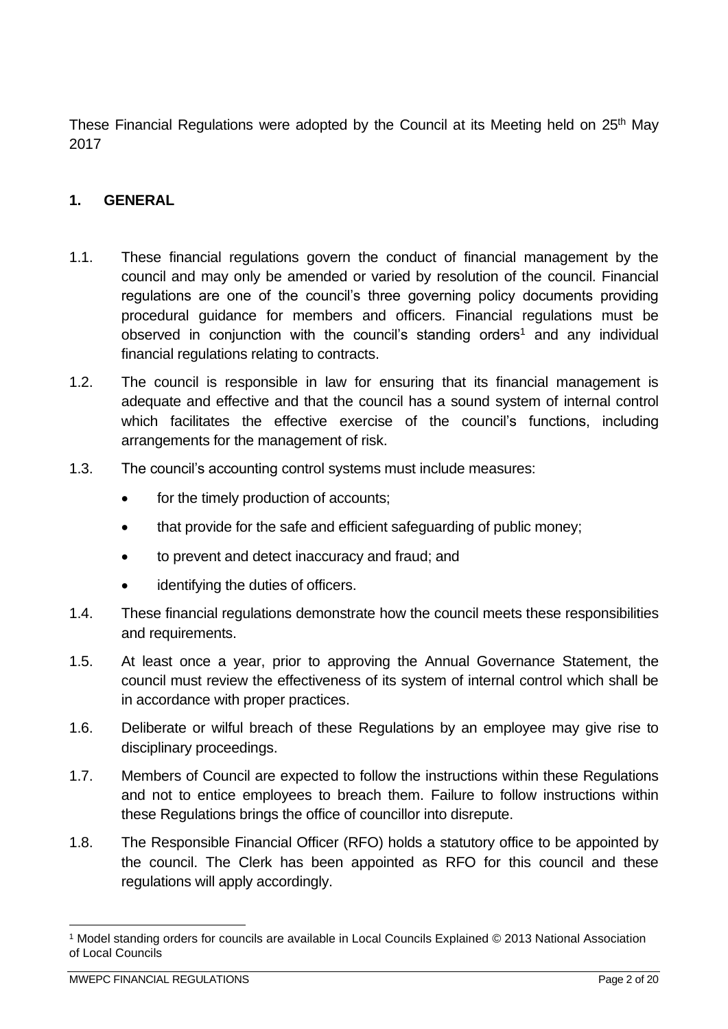These Financial Regulations were adopted by the Council at its Meeting held on 25th May 2017

## 1. GENERAL

1.1. These financial regulations govern the conduct of financial management by the council and may only be amended or varied by resolution of the council. Financial regulations are one of the council's three governing policy documents providing procedural guidance for members and officers. Financial regulations must be observed in conjunction with the council's standing orders[1] and any individual financial regulations relating to contracts.

1.2. The council is responsible in law for ensuring that its financial management is adequate and effective and that the council has a sound system of internal control which facilitates the effective exercise of the council's functions, including arrangements for the management of risk.

1.3. The council's accounting control systems must include measures:

- for the timely production of accounts;
- that provide for the safe and efficient safeguarding of public money;
- to prevent and detect inaccuracy and fraud; and
- identifying the duties of officers.

1.4. These financial regulations demonstrate how the council meets these responsibilities and requirements.

1.5. At least once a year, prior to approving the Annual Governance Statement, the council must review the effectiveness of its system of internal control which shall be in accordance with proper practices.

1.6. Deliberate or wilful breach of these Regulations by an employee may give rise to disciplinary proceedings.

1.7. Members of Council are expected to follow the instructions within these Regulations and not to entice employees to breach them. Failure to follow instructions within these Regulations brings the office of councillor into disrepute.

1.8. The Responsible Financial Officer (RFO) holds a statutory office to be appointed by the council. The Clerk has been appointed as RFO for this council and these regulations will apply accordingly.

---

[1] Model standing orders for councils are available in Local Councils Explained © 2013 National Association of Local Councils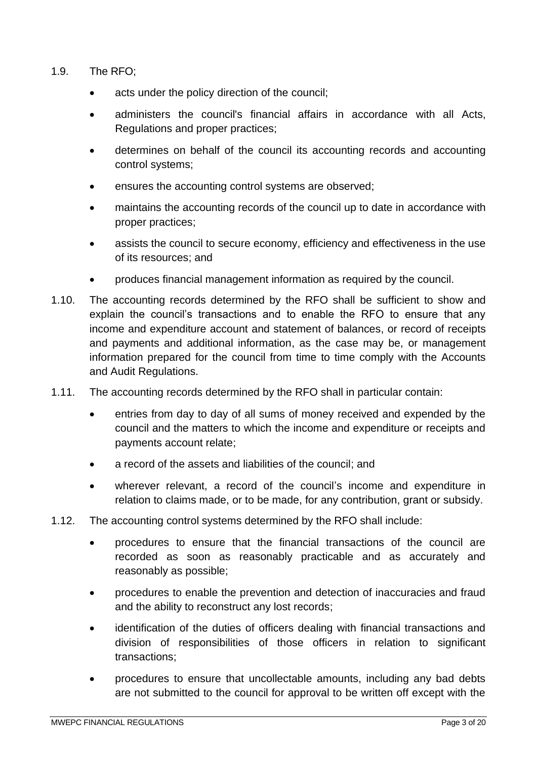1.9. The RFO;

- acts under the policy direction of the council;
- administers the council's financial affairs in accordance with all Acts, Regulations and proper practices;
- determines on behalf of the council its accounting records and accounting control systems;
- ensures the accounting control systems are observed;
- maintains the accounting records of the council up to date in accordance with proper practices;
- assists the council to secure economy, efficiency and effectiveness in the use of its resources; and
- produces financial management information as required by the council.

1.10. The accounting records determined by the RFO shall be sufficient to show and explain the council's transactions and to enable the RFO to ensure that any income and expenditure account and statement of balances, or record of receipts and payments and additional information, as the case may be, or management information prepared for the council from time to time comply with the Accounts and Audit Regulations.

1.11. The accounting records determined by the RFO shall in particular contain:

- entries from day to day of all sums of money received and expended by the council and the matters to which the income and expenditure or receipts and payments account relate;
- a record of the assets and liabilities of the council; and
- wherever relevant, a record of the council's income and expenditure in relation to claims made, or to be made, for any contribution, grant or subsidy.

1.12. The accounting control systems determined by the RFO shall include:

- procedures to ensure that the financial transactions of the council are recorded as soon as reasonably practicable and as accurately and reasonably as possible;
- procedures to enable the prevention and detection of inaccuracies and fraud and the ability to reconstruct any lost records;
- identification of the duties of officers dealing with financial transactions and division of responsibilities of those officers in relation to significant transactions;
- procedures to ensure that uncollectable amounts, including any bad debts are not submitted to the council for approval to be written off except with the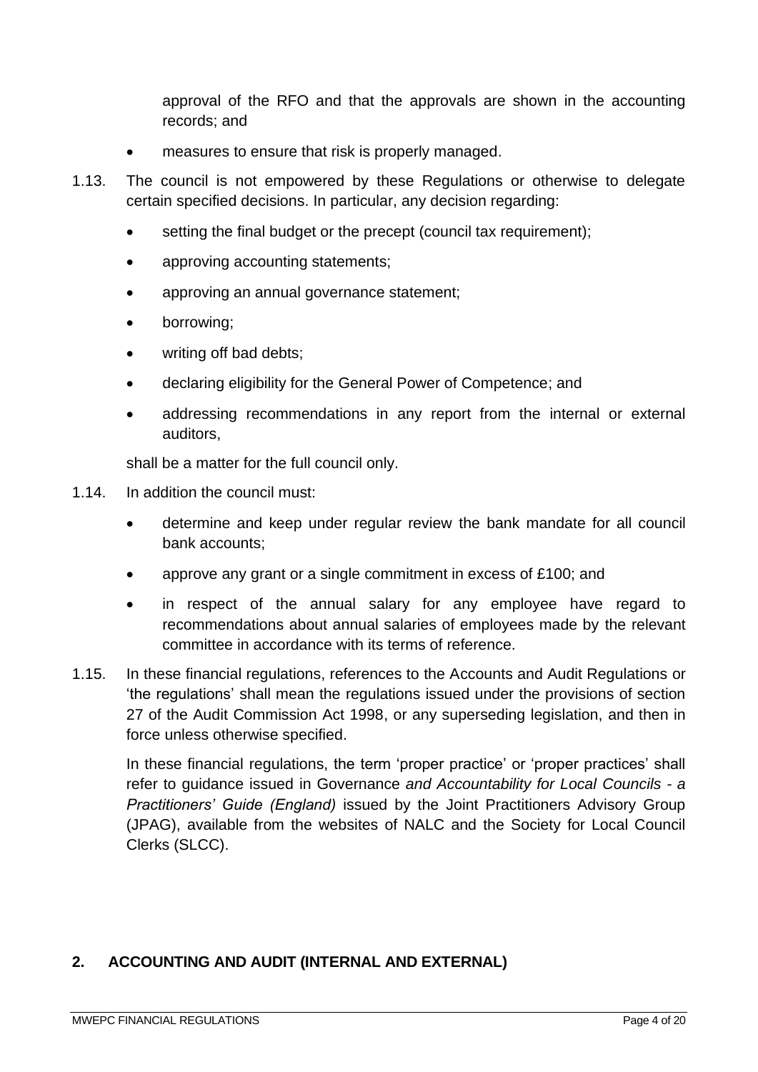approval of the RFO and that the approvals are shown in the accounting records; and

- measures to ensure that risk is properly managed.

1.13. The council is not empowered by these Regulations or otherwise to delegate certain specified decisions. In particular, any decision regarding:

- setting the final budget or the precept (council tax requirement);
- approving accounting statements;
- approving an annual governance statement;
- borrowing;
- writing off bad debts;
- declaring eligibility for the General Power of Competence; and
- addressing recommendations in any report from the internal or external auditors,

shall be a matter for the full council only.

1.14. In addition the council must:

- determine and keep under regular review the bank mandate for all council bank accounts;
- approve any grant or a single commitment in excess of £100; and
- in respect of the annual salary for any employee have regard to recommendations about annual salaries of employees made by the relevant committee in accordance with its terms of reference.

1.15. In these financial regulations, references to the Accounts and Audit Regulations or 'the regulations' shall mean the regulations issued under the provisions of section 27 of the Audit Commission Act 1998, or any superseding legislation, and then in force unless otherwise specified.

In these financial regulations, the term 'proper practice' or 'proper practices' shall refer to guidance issued in Governance *and Accountability for Local Councils - a Practitioners' Guide (England)* issued by the Joint Practitioners Advisory Group (JPAG), available from the websites of NALC and the Society for Local Council Clerks (SLCC).

## 2. ACCOUNTING AND AUDIT (INTERNAL AND EXTERNAL)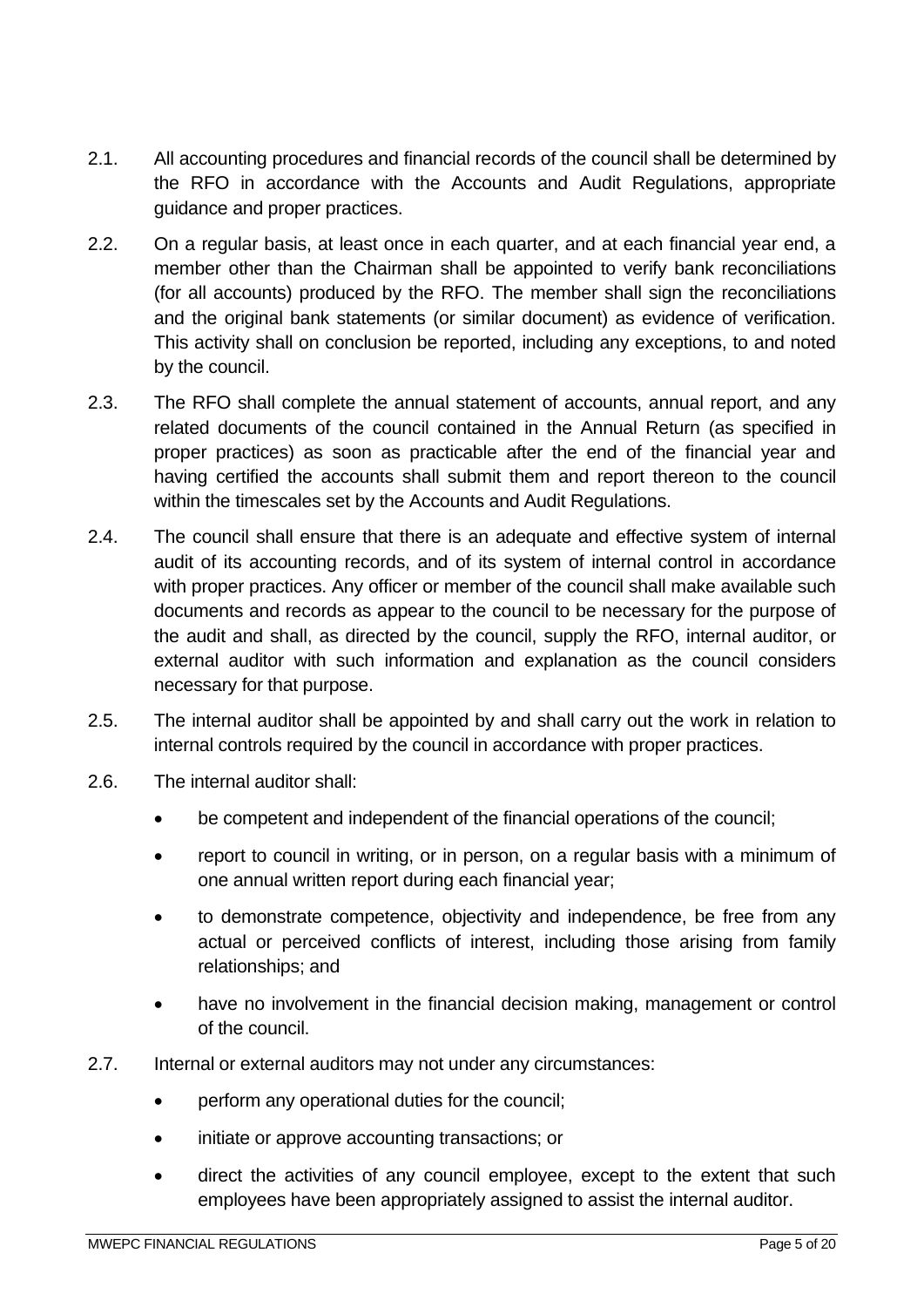2.1. All accounting procedures and financial records of the council shall be determined by the RFO in accordance with the Accounts and Audit Regulations, appropriate guidance and proper practices.

2.2. On a regular basis, at least once in each quarter, and at each financial year end, a member other than the Chairman shall be appointed to verify bank reconciliations (for all accounts) produced by the RFO. The member shall sign the reconciliations and the original bank statements (or similar document) as evidence of verification. This activity shall on conclusion be reported, including any exceptions, to and noted by the council.

2.3. The RFO shall complete the annual statement of accounts, annual report, and any related documents of the council contained in the Annual Return (as specified in proper practices) as soon as practicable after the end of the financial year and having certified the accounts shall submit them and report thereon to the council within the timescales set by the Accounts and Audit Regulations.

2.4. The council shall ensure that there is an adequate and effective system of internal audit of its accounting records, and of its system of internal control in accordance with proper practices. Any officer or member of the council shall make available such documents and records as appear to the council to be necessary for the purpose of the audit and shall, as directed by the council, supply the RFO, internal auditor, or external auditor with such information and explanation as the council considers necessary for that purpose.

2.5. The internal auditor shall be appointed by and shall carry out the work in relation to internal controls required by the council in accordance with proper practices.

2.6. The internal auditor shall:

- be competent and independent of the financial operations of the council;
- report to council in writing, or in person, on a regular basis with a minimum of one annual written report during each financial year;
- to demonstrate competence, objectivity and independence, be free from any actual or perceived conflicts of interest, including those arising from family relationships; and
- have no involvement in the financial decision making, management or control of the council.

2.7. Internal or external auditors may not under any circumstances:

- perform any operational duties for the council;
- initiate or approve accounting transactions; or
- direct the activities of any council employee, except to the extent that such employees have been appropriately assigned to assist the internal auditor.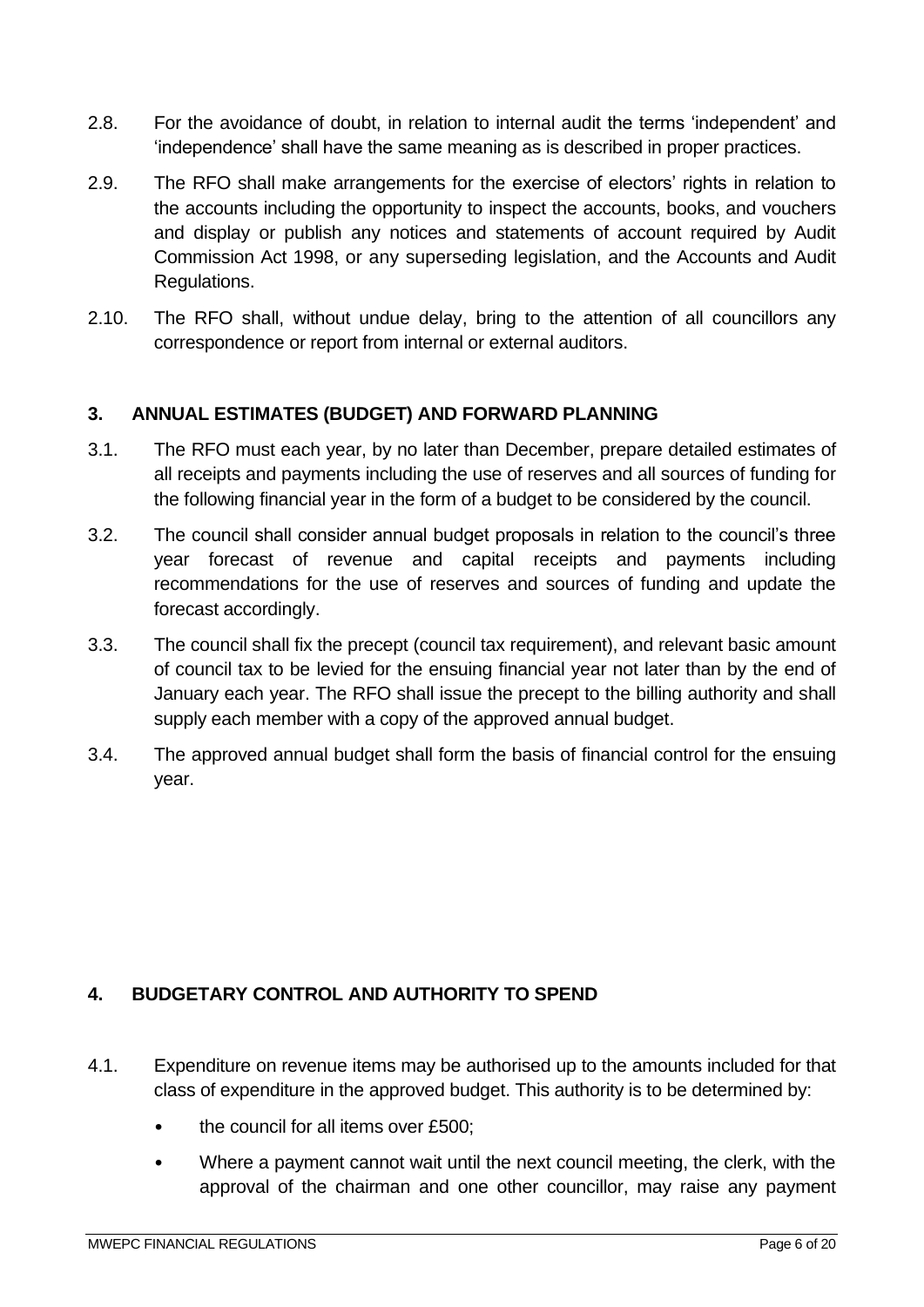2.8. For the avoidance of doubt, in relation to internal audit the terms 'independent' and 'independence' shall have the same meaning as is described in proper practices.

2.9. The RFO shall make arrangements for the exercise of electors' rights in relation to the accounts including the opportunity to inspect the accounts, books, and vouchers and display or publish any notices and statements of account required by Audit Commission Act 1998, or any superseding legislation, and the Accounts and Audit Regulations.

2.10. The RFO shall, without undue delay, bring to the attention of all councillors any correspondence or report from internal or external auditors.

## 3. ANNUAL ESTIMATES (BUDGET) AND FORWARD PLANNING

3.1. The RFO must each year, by no later than December, prepare detailed estimates of all receipts and payments including the use of reserves and all sources of funding for the following financial year in the form of a budget to be considered by the council.

3.2. The council shall consider annual budget proposals in relation to the council's three year forecast of revenue and capital receipts and payments including recommendations for the use of reserves and sources of funding and update the forecast accordingly.

3.3. The council shall fix the precept (council tax requirement), and relevant basic amount of council tax to be levied for the ensuing financial year not later than by the end of January each year. The RFO shall issue the precept to the billing authority and shall supply each member with a copy of the approved annual budget.

3.4. The approved annual budget shall form the basis of financial control for the ensuing year.

## 4. BUDGETARY CONTROL AND AUTHORITY TO SPEND

4.1. Expenditure on revenue items may be authorised up to the amounts included for that class of expenditure in the approved budget. This authority is to be determined by:

- the council for all items over £500;
- Where a payment cannot wait until the next council meeting, the clerk, with the approval of the chairman and one other councillor, may raise any payment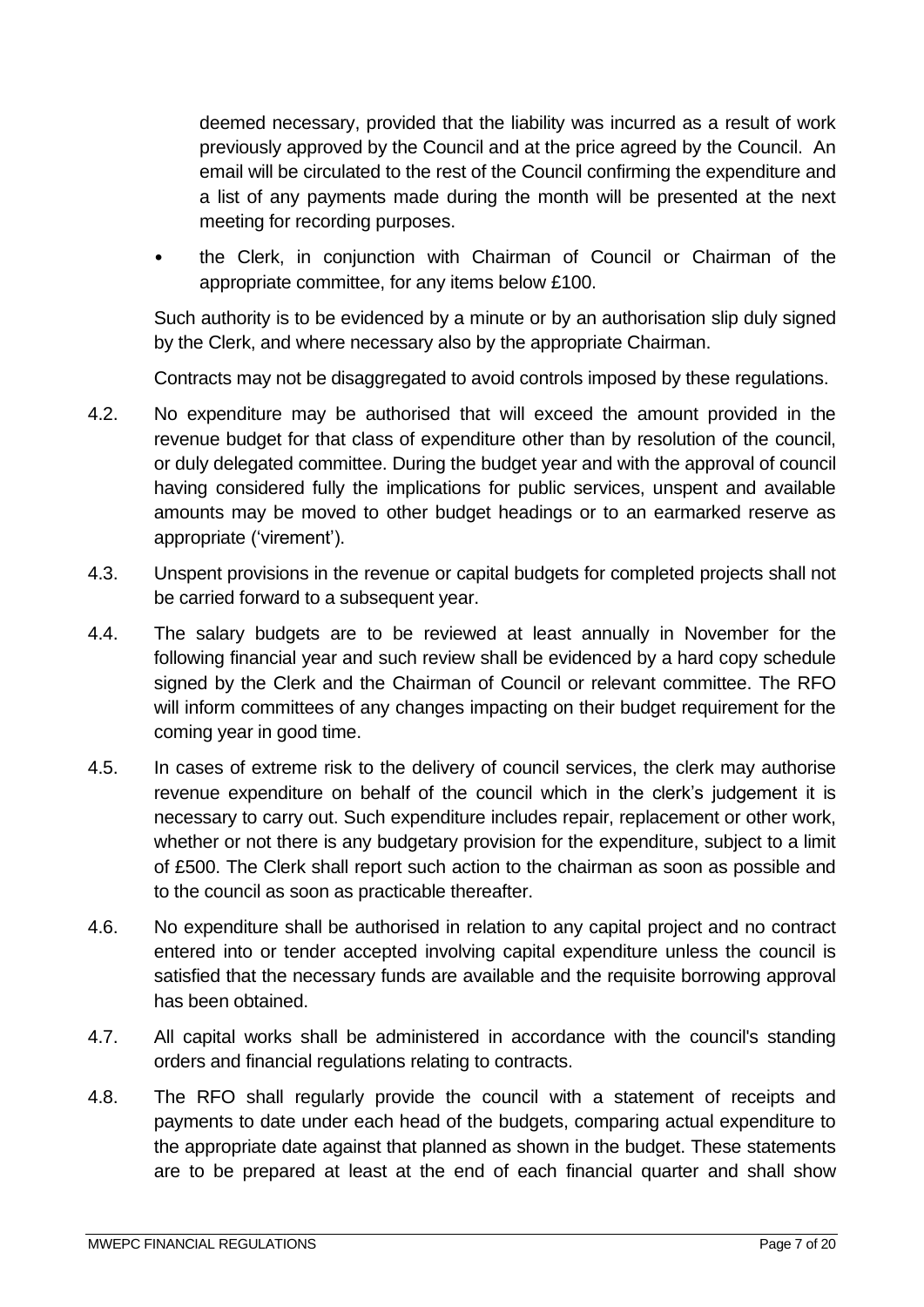deemed necessary, provided that the liability was incurred as a result of work previously approved by the Council and at the price agreed by the Council. An email will be circulated to the rest of the Council confirming the expenditure and a list of any payments made during the month will be presented at the next meeting for recording purposes.

- the Clerk, in conjunction with Chairman of Council or Chairman of the appropriate committee, for any items below £100.

Such authority is to be evidenced by a minute or by an authorisation slip duly signed by the Clerk, and where necessary also by the appropriate Chairman.

Contracts may not be disaggregated to avoid controls imposed by these regulations.

4.2. No expenditure may be authorised that will exceed the amount provided in the revenue budget for that class of expenditure other than by resolution of the council, or duly delegated committee. During the budget year and with the approval of council having considered fully the implications for public services, unspent and available amounts may be moved to other budget headings or to an earmarked reserve as appropriate ('virement').

4.3. Unspent provisions in the revenue or capital budgets for completed projects shall not be carried forward to a subsequent year.

4.4. The salary budgets are to be reviewed at least annually in November for the following financial year and such review shall be evidenced by a hard copy schedule signed by the Clerk and the Chairman of Council or relevant committee. The RFO will inform committees of any changes impacting on their budget requirement for the coming year in good time.

4.5. In cases of extreme risk to the delivery of council services, the clerk may authorise revenue expenditure on behalf of the council which in the clerk's judgement it is necessary to carry out. Such expenditure includes repair, replacement or other work, whether or not there is any budgetary provision for the expenditure, subject to a limit of £500. The Clerk shall report such action to the chairman as soon as possible and to the council as soon as practicable thereafter.

4.6. No expenditure shall be authorised in relation to any capital project and no contract entered into or tender accepted involving capital expenditure unless the council is satisfied that the necessary funds are available and the requisite borrowing approval has been obtained.

4.7. All capital works shall be administered in accordance with the council's standing orders and financial regulations relating to contracts.

4.8. The RFO shall regularly provide the council with a statement of receipts and payments to date under each head of the budgets, comparing actual expenditure to the appropriate date against that planned as shown in the budget. These statements are to be prepared at least at the end of each financial quarter and shall show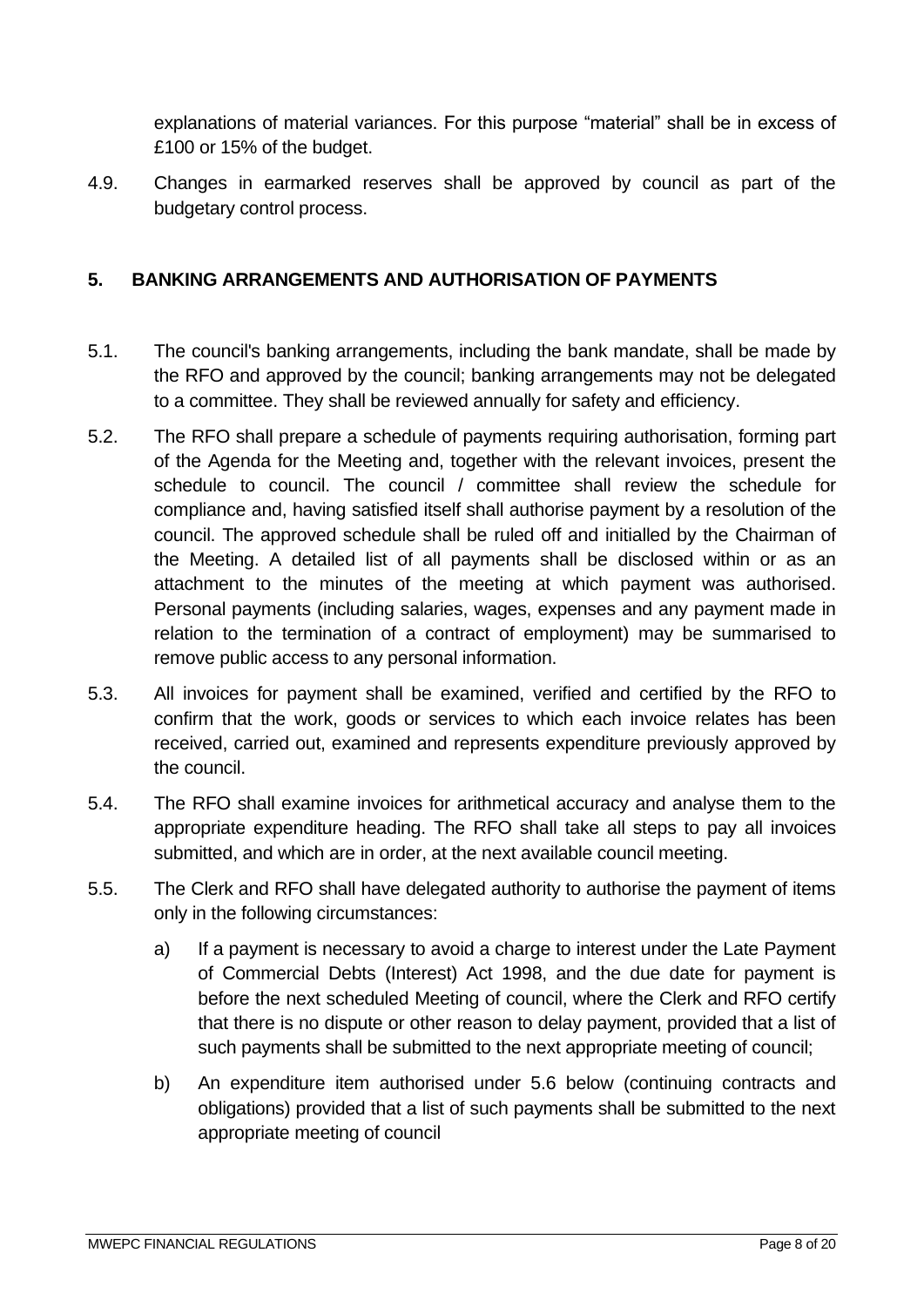explanations of material variances. For this purpose "material" shall be in excess of £100 or 15% of the budget.

4.9. Changes in earmarked reserves shall be approved by council as part of the budgetary control process.

## 5. BANKING ARRANGEMENTS AND AUTHORISATION OF PAYMENTS

5.1. The council's banking arrangements, including the bank mandate, shall be made by the RFO and approved by the council; banking arrangements may not be delegated to a committee. They shall be reviewed annually for safety and efficiency.

5.2. The RFO shall prepare a schedule of payments requiring authorisation, forming part of the Agenda for the Meeting and, together with the relevant invoices, present the schedule to council. The council / committee shall review the schedule for compliance and, having satisfied itself shall authorise payment by a resolution of the council. The approved schedule shall be ruled off and initialled by the Chairman of the Meeting. A detailed list of all payments shall be disclosed within or as an attachment to the minutes of the meeting at which payment was authorised. Personal payments (including salaries, wages, expenses and any payment made in relation to the termination of a contract of employment) may be summarised to remove public access to any personal information.

5.3. All invoices for payment shall be examined, verified and certified by the RFO to confirm that the work, goods or services to which each invoice relates has been received, carried out, examined and represents expenditure previously approved by the council.

5.4. The RFO shall examine invoices for arithmetical accuracy and analyse them to the appropriate expenditure heading. The RFO shall take all steps to pay all invoices submitted, and which are in order, at the next available council meeting.

5.5. The Clerk and RFO shall have delegated authority to authorise the payment of items only in the following circumstances:

a) If a payment is necessary to avoid a charge to interest under the Late Payment of Commercial Debts (Interest) Act 1998, and the due date for payment is before the next scheduled Meeting of council, where the Clerk and RFO certify that there is no dispute or other reason to delay payment, provided that a list of such payments shall be submitted to the next appropriate meeting of council;

b) An expenditure item authorised under 5.6 below (continuing contracts and obligations) provided that a list of such payments shall be submitted to the next appropriate meeting of council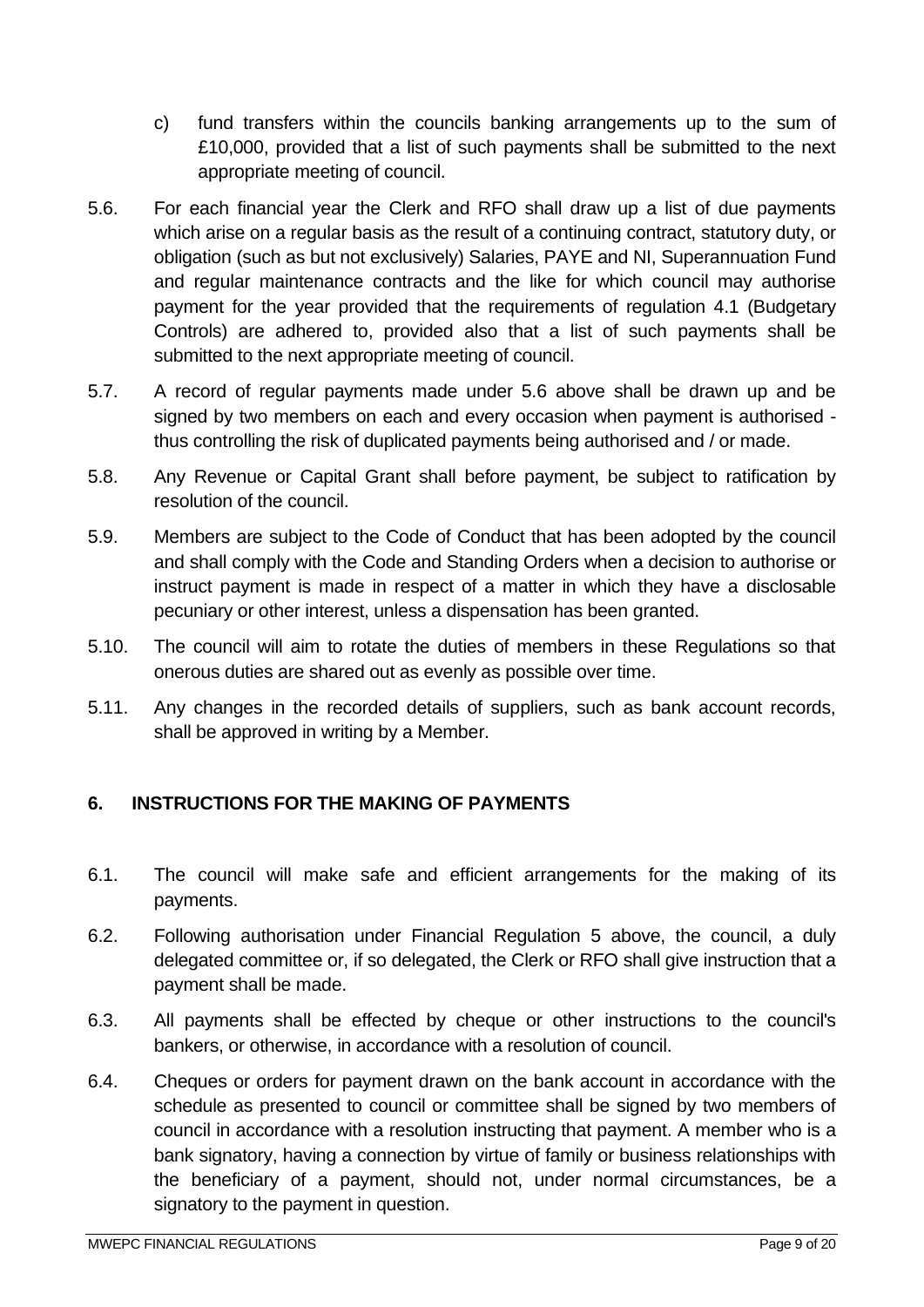c) fund transfers within the councils banking arrangements up to the sum of £10,000, provided that a list of such payments shall be submitted to the next appropriate meeting of council.

5.6. For each financial year the Clerk and RFO shall draw up a list of due payments which arise on a regular basis as the result of a continuing contract, statutory duty, or obligation (such as but not exclusively) Salaries, PAYE and NI, Superannuation Fund and regular maintenance contracts and the like for which council may authorise payment for the year provided that the requirements of regulation 4.1 (Budgetary Controls) are adhered to, provided also that a list of such payments shall be submitted to the next appropriate meeting of council.

5.7. A record of regular payments made under 5.6 above shall be drawn up and be signed by two members on each and every occasion when payment is authorised - thus controlling the risk of duplicated payments being authorised and / or made.

5.8. Any Revenue or Capital Grant shall before payment, be subject to ratification by resolution of the council.

5.9. Members are subject to the Code of Conduct that has been adopted by the council and shall comply with the Code and Standing Orders when a decision to authorise or instruct payment is made in respect of a matter in which they have a disclosable pecuniary or other interest, unless a dispensation has been granted.

5.10. The council will aim to rotate the duties of members in these Regulations so that onerous duties are shared out as evenly as possible over time.

5.11. Any changes in the recorded details of suppliers, such as bank account records, shall be approved in writing by a Member.

## 6. INSTRUCTIONS FOR THE MAKING OF PAYMENTS

6.1. The council will make safe and efficient arrangements for the making of its payments.

6.2. Following authorisation under Financial Regulation 5 above, the council, a duly delegated committee or, if so delegated, the Clerk or RFO shall give instruction that a payment shall be made.

6.3. All payments shall be effected by cheque or other instructions to the council's bankers, or otherwise, in accordance with a resolution of council.

6.4. Cheques or orders for payment drawn on the bank account in accordance with the schedule as presented to council or committee shall be signed by two members of council in accordance with a resolution instructing that payment. A member who is a bank signatory, having a connection by virtue of family or business relationships with the beneficiary of a payment, should not, under normal circumstances, be a signatory to the payment in question.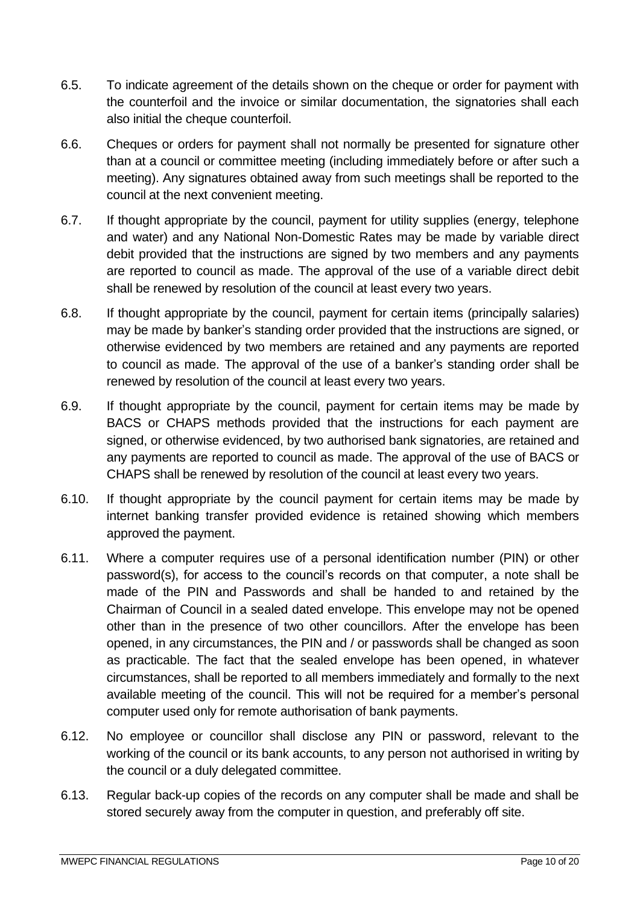6.5. To indicate agreement of the details shown on the cheque or order for payment with the counterfoil and the invoice or similar documentation, the signatories shall each also initial the cheque counterfoil.

6.6. Cheques or orders for payment shall not normally be presented for signature other than at a council or committee meeting (including immediately before or after such a meeting). Any signatures obtained away from such meetings shall be reported to the council at the next convenient meeting.

6.7. If thought appropriate by the council, payment for utility supplies (energy, telephone and water) and any National Non-Domestic Rates may be made by variable direct debit provided that the instructions are signed by two members and any payments are reported to council as made. The approval of the use of a variable direct debit shall be renewed by resolution of the council at least every two years.

6.8. If thought appropriate by the council, payment for certain items (principally salaries) may be made by banker's standing order provided that the instructions are signed, or otherwise evidenced by two members are retained and any payments are reported to council as made. The approval of the use of a banker's standing order shall be renewed by resolution of the council at least every two years.

6.9. If thought appropriate by the council, payment for certain items may be made by BACS or CHAPS methods provided that the instructions for each payment are signed, or otherwise evidenced, by two authorised bank signatories, are retained and any payments are reported to council as made. The approval of the use of BACS or CHAPS shall be renewed by resolution of the council at least every two years.

6.10. If thought appropriate by the council payment for certain items may be made by internet banking transfer provided evidence is retained showing which members approved the payment.

6.11. Where a computer requires use of a personal identification number (PIN) or other password(s), for access to the council's records on that computer, a note shall be made of the PIN and Passwords and shall be handed to and retained by the Chairman of Council in a sealed dated envelope. This envelope may not be opened other than in the presence of two other councillors. After the envelope has been opened, in any circumstances, the PIN and / or passwords shall be changed as soon as practicable. The fact that the sealed envelope has been opened, in whatever circumstances, shall be reported to all members immediately and formally to the next available meeting of the council. This will not be required for a member's personal computer used only for remote authorisation of bank payments.

6.12. No employee or councillor shall disclose any PIN or password, relevant to the working of the council or its bank accounts, to any person not authorised in writing by the council or a duly delegated committee.

6.13. Regular back-up copies of the records on any computer shall be made and shall be stored securely away from the computer in question, and preferably off site.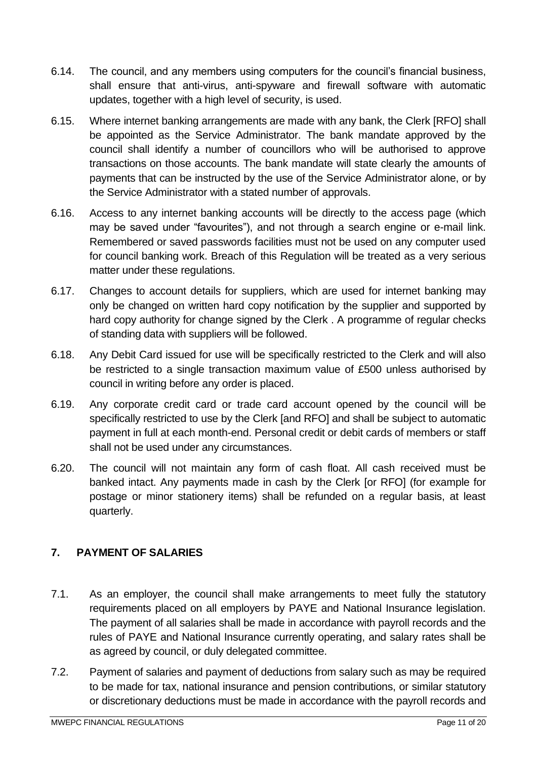6.14. The council, and any members using computers for the council's financial business, shall ensure that anti-virus, anti-spyware and firewall software with automatic updates, together with a high level of security, is used.

6.15. Where internet banking arrangements are made with any bank, the Clerk [RFO] shall be appointed as the Service Administrator. The bank mandate approved by the council shall identify a number of councillors who will be authorised to approve transactions on those accounts. The bank mandate will state clearly the amounts of payments that can be instructed by the use of the Service Administrator alone, or by the Service Administrator with a stated number of approvals.

6.16. Access to any internet banking accounts will be directly to the access page (which may be saved under "favourites"), and not through a search engine or e-mail link. Remembered or saved passwords facilities must not be used on any computer used for council banking work. Breach of this Regulation will be treated as a very serious matter under these regulations.

6.17. Changes to account details for suppliers, which are used for internet banking may only be changed on written hard copy notification by the supplier and supported by hard copy authority for change signed by the Clerk . A programme of regular checks of standing data with suppliers will be followed.

6.18. Any Debit Card issued for use will be specifically restricted to the Clerk and will also be restricted to a single transaction maximum value of £500 unless authorised by council in writing before any order is placed.

6.19. Any corporate credit card or trade card account opened by the council will be specifically restricted to use by the Clerk [and RFO] and shall be subject to automatic payment in full at each month-end. Personal credit or debit cards of members or staff shall not be used under any circumstances.

6.20. The council will not maintain any form of cash float. All cash received must be banked intact. Any payments made in cash by the Clerk [or RFO] (for example for postage or minor stationery items) shall be refunded on a regular basis, at least quarterly.

## 7. PAYMENT OF SALARIES

7.1. As an employer, the council shall make arrangements to meet fully the statutory requirements placed on all employers by PAYE and National Insurance legislation. The payment of all salaries shall be made in accordance with payroll records and the rules of PAYE and National Insurance currently operating, and salary rates shall be as agreed by council, or duly delegated committee.

7.2. Payment of salaries and payment of deductions from salary such as may be required to be made for tax, national insurance and pension contributions, or similar statutory or discretionary deductions must be made in accordance with the payroll records and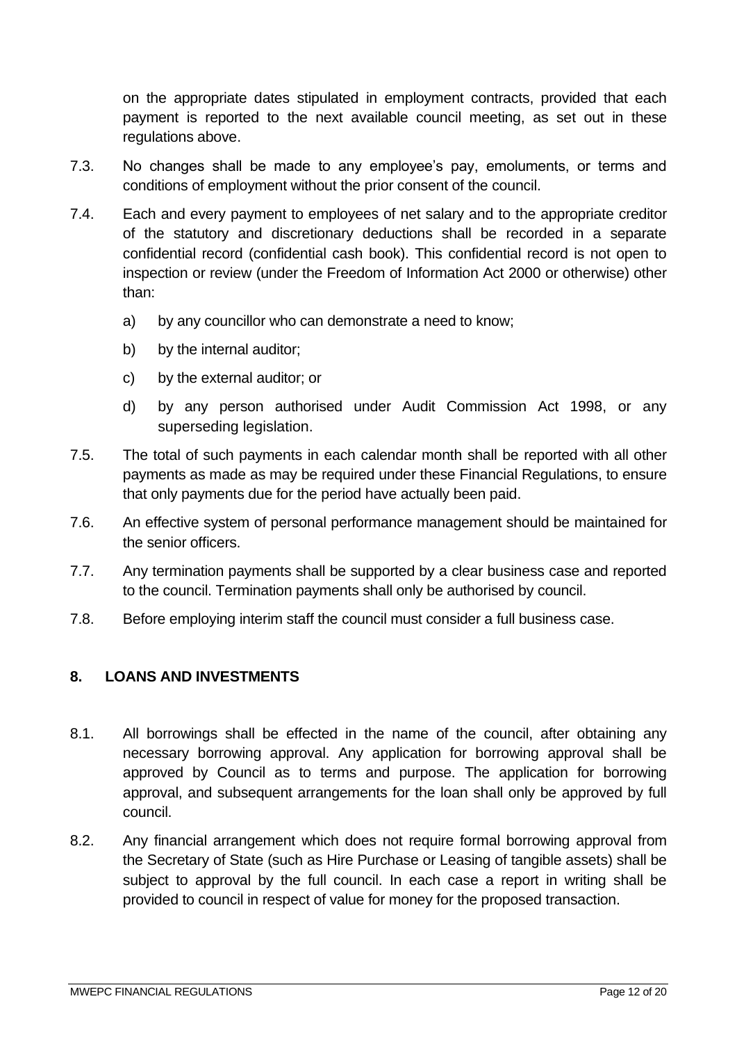on the appropriate dates stipulated in employment contracts, provided that each payment is reported to the next available council meeting, as set out in these regulations above.

7.3. No changes shall be made to any employee's pay, emoluments, or terms and conditions of employment without the prior consent of the council.

7.4. Each and every payment to employees of net salary and to the appropriate creditor of the statutory and discretionary deductions shall be recorded in a separate confidential record (confidential cash book). This confidential record is not open to inspection or review (under the Freedom of Information Act 2000 or otherwise) other than:

   a) by any councillor who can demonstrate a need to know;

   b) by the internal auditor;

   c) by the external auditor; or

   d) by any person authorised under Audit Commission Act 1998, or any superseding legislation.

7.5. The total of such payments in each calendar month shall be reported with all other payments as made as may be required under these Financial Regulations, to ensure that only payments due for the period have actually been paid.

7.6. An effective system of personal performance management should be maintained for the senior officers.

7.7. Any termination payments shall be supported by a clear business case and reported to the council. Termination payments shall only be authorised by council.

7.8. Before employing interim staff the council must consider a full business case.

## 8. LOANS AND INVESTMENTS

8.1. All borrowings shall be effected in the name of the council, after obtaining any necessary borrowing approval. Any application for borrowing approval shall be approved by Council as to terms and purpose. The application for borrowing approval, and subsequent arrangements for the loan shall only be approved by full council.

8.2. Any financial arrangement which does not require formal borrowing approval from the Secretary of State (such as Hire Purchase or Leasing of tangible assets) shall be subject to approval by the full council. In each case a report in writing shall be provided to council in respect of value for money for the proposed transaction.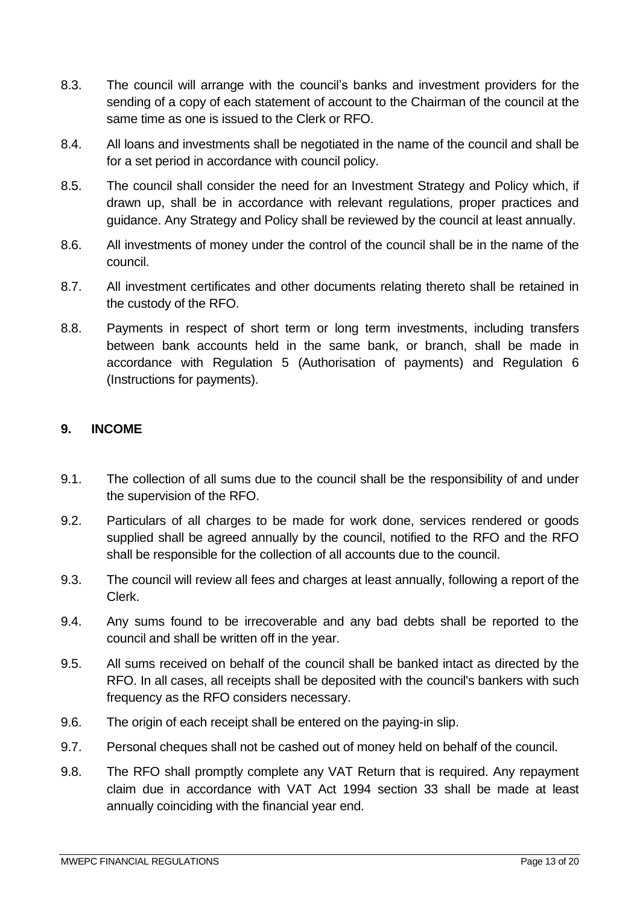8.3. The council will arrange with the council's banks and investment providers for the sending of a copy of each statement of account to the Chairman of the council at the same time as one is issued to the Clerk or RFO.

8.4. All loans and investments shall be negotiated in the name of the council and shall be for a set period in accordance with council policy.

8.5. The council shall consider the need for an Investment Strategy and Policy which, if drawn up, shall be in accordance with relevant regulations, proper practices and guidance. Any Strategy and Policy shall be reviewed by the council at least annually.

8.6. All investments of money under the control of the council shall be in the name of the council.

8.7. All investment certificates and other documents relating thereto shall be retained in the custody of the RFO.

8.8. Payments in respect of short term or long term investments, including transfers between bank accounts held in the same bank, or branch, shall be made in accordance with Regulation 5 (Authorisation of payments) and Regulation 6 (Instructions for payments).

## 9. INCOME

9.1. The collection of all sums due to the council shall be the responsibility of and under the supervision of the RFO.

9.2. Particulars of all charges to be made for work done, services rendered or goods supplied shall be agreed annually by the council, notified to the RFO and the RFO shall be responsible for the collection of all accounts due to the council.

9.3. The council will review all fees and charges at least annually, following a report of the Clerk.

9.4. Any sums found to be irrecoverable and any bad debts shall be reported to the council and shall be written off in the year.

9.5. All sums received on behalf of the council shall be banked intact as directed by the RFO. In all cases, all receipts shall be deposited with the council's bankers with such frequency as the RFO considers necessary.

9.6. The origin of each receipt shall be entered on the paying-in slip.

9.7. Personal cheques shall not be cashed out of money held on behalf of the council.

9.8. The RFO shall promptly complete any VAT Return that is required. Any repayment claim due in accordance with VAT Act 1994 section 33 shall be made at least annually coinciding with the financial year end.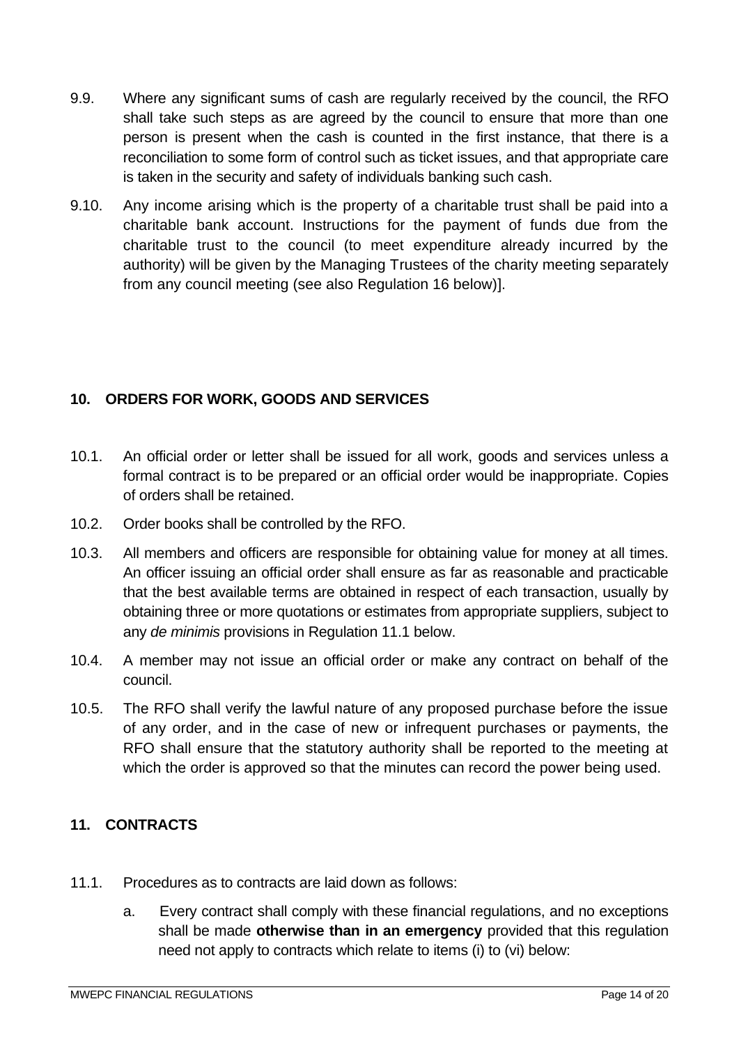9.9. Where any significant sums of cash are regularly received by the council, the RFO shall take such steps as are agreed by the council to ensure that more than one person is present when the cash is counted in the first instance, that there is a reconciliation to some form of control such as ticket issues, and that appropriate care is taken in the security and safety of individuals banking such cash.

9.10. Any income arising which is the property of a charitable trust shall be paid into a charitable bank account. Instructions for the payment of funds due from the charitable trust to the council (to meet expenditure already incurred by the authority) will be given by the Managing Trustees of the charity meeting separately from any council meeting (see also Regulation 16 below)].

## 10. ORDERS FOR WORK, GOODS AND SERVICES

10.1. An official order or letter shall be issued for all work, goods and services unless a formal contract is to be prepared or an official order would be inappropriate. Copies of orders shall be retained.

10.2. Order books shall be controlled by the RFO.

10.3. All members and officers are responsible for obtaining value for money at all times. An officer issuing an official order shall ensure as far as reasonable and practicable that the best available terms are obtained in respect of each transaction, usually by obtaining three or more quotations or estimates from appropriate suppliers, subject to any *de minimis* provisions in Regulation 11.1 below.

10.4. A member may not issue an official order or make any contract on behalf of the council.

10.5. The RFO shall verify the lawful nature of any proposed purchase before the issue of any order, and in the case of new or infrequent purchases or payments, the RFO shall ensure that the statutory authority shall be reported to the meeting at which the order is approved so that the minutes can record the power being used.

## 11. CONTRACTS

11.1. Procedures as to contracts are laid down as follows:

a. Every contract shall comply with these financial regulations, and no exceptions shall be made **otherwise than in an emergency** provided that this regulation need not apply to contracts which relate to items (i) to (vi) below: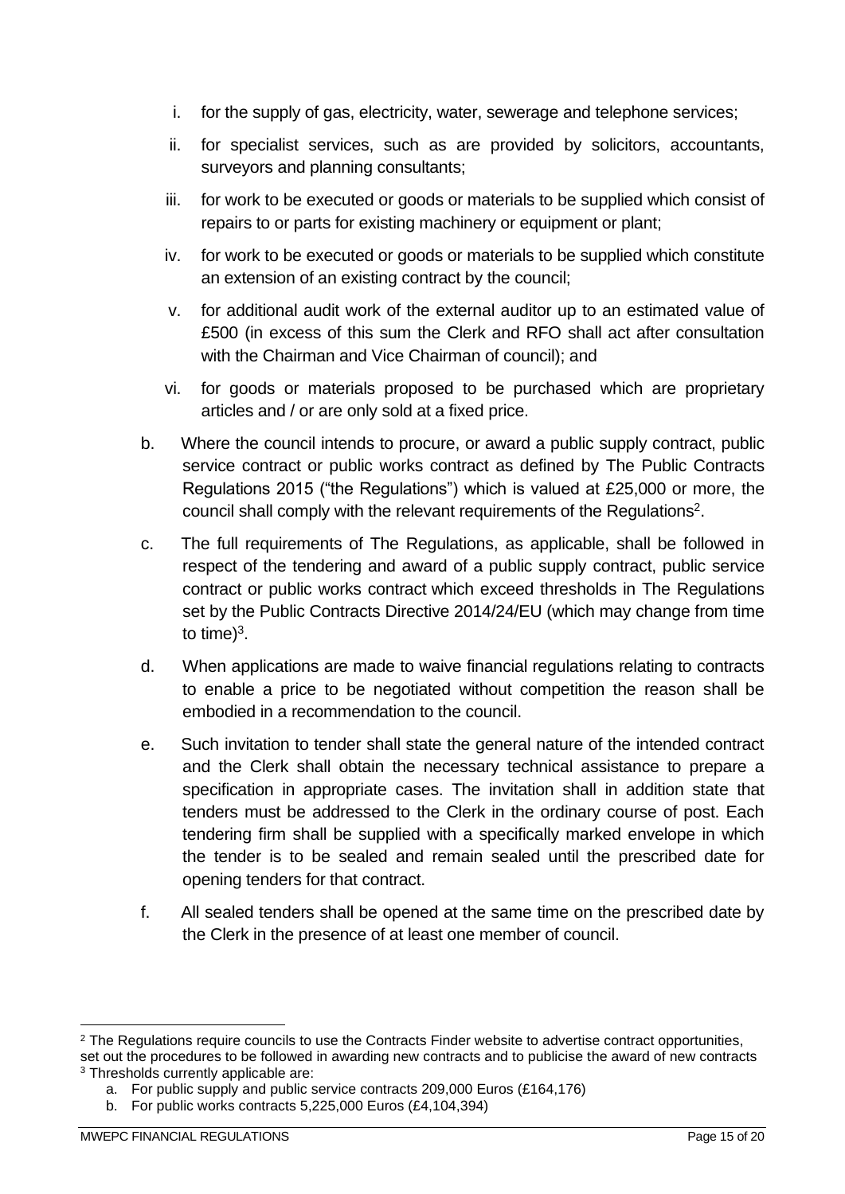i. for the supply of gas, electricity, water, sewerage and telephone services;

ii. for specialist services, such as are provided by solicitors, accountants, surveyors and planning consultants;

iii. for work to be executed or goods or materials to be supplied which consist of repairs to or parts for existing machinery or equipment or plant;

iv. for work to be executed or goods or materials to be supplied which constitute an extension of an existing contract by the council;

v. for additional audit work of the external auditor up to an estimated value of £500 (in excess of this sum the Clerk and RFO shall act after consultation with the Chairman and Vice Chairman of council); and

vi. for goods or materials proposed to be purchased which are proprietary articles and / or are only sold at a fixed price.

b. Where the council intends to procure, or award a public supply contract, public service contract or public works contract as defined by The Public Contracts Regulations 2015 ("the Regulations") which is valued at £25,000 or more, the council shall comply with the relevant requirements of the Regulations[2].

c. The full requirements of The Regulations, as applicable, shall be followed in respect of the tendering and award of a public supply contract, public service contract or public works contract which exceed thresholds in The Regulations set by the Public Contracts Directive 2014/24/EU (which may change from time to time)[3].

d. When applications are made to waive financial regulations relating to contracts to enable a price to be negotiated without competition the reason shall be embodied in a recommendation to the council.

e. Such invitation to tender shall state the general nature of the intended contract and the Clerk shall obtain the necessary technical assistance to prepare a specification in appropriate cases. The invitation shall in addition state that tenders must be addressed to the Clerk in the ordinary course of post. Each tendering firm shall be supplied with a specifically marked envelope in which the tender is to be sealed and remain sealed until the prescribed date for opening tenders for that contract.

f. All sealed tenders shall be opened at the same time on the prescribed date by the Clerk in the presence of at least one member of council.

---

[2] The Regulations require councils to use the Contracts Finder website to advertise contract opportunities, set out the procedures to be followed in awarding new contracts and to publicise the award of new contracts

[3] Thresholds currently applicable are:

a. For public supply and public service contracts 209,000 Euros (£164,176)

b. For public works contracts 5,225,000 Euros (£4,104,394)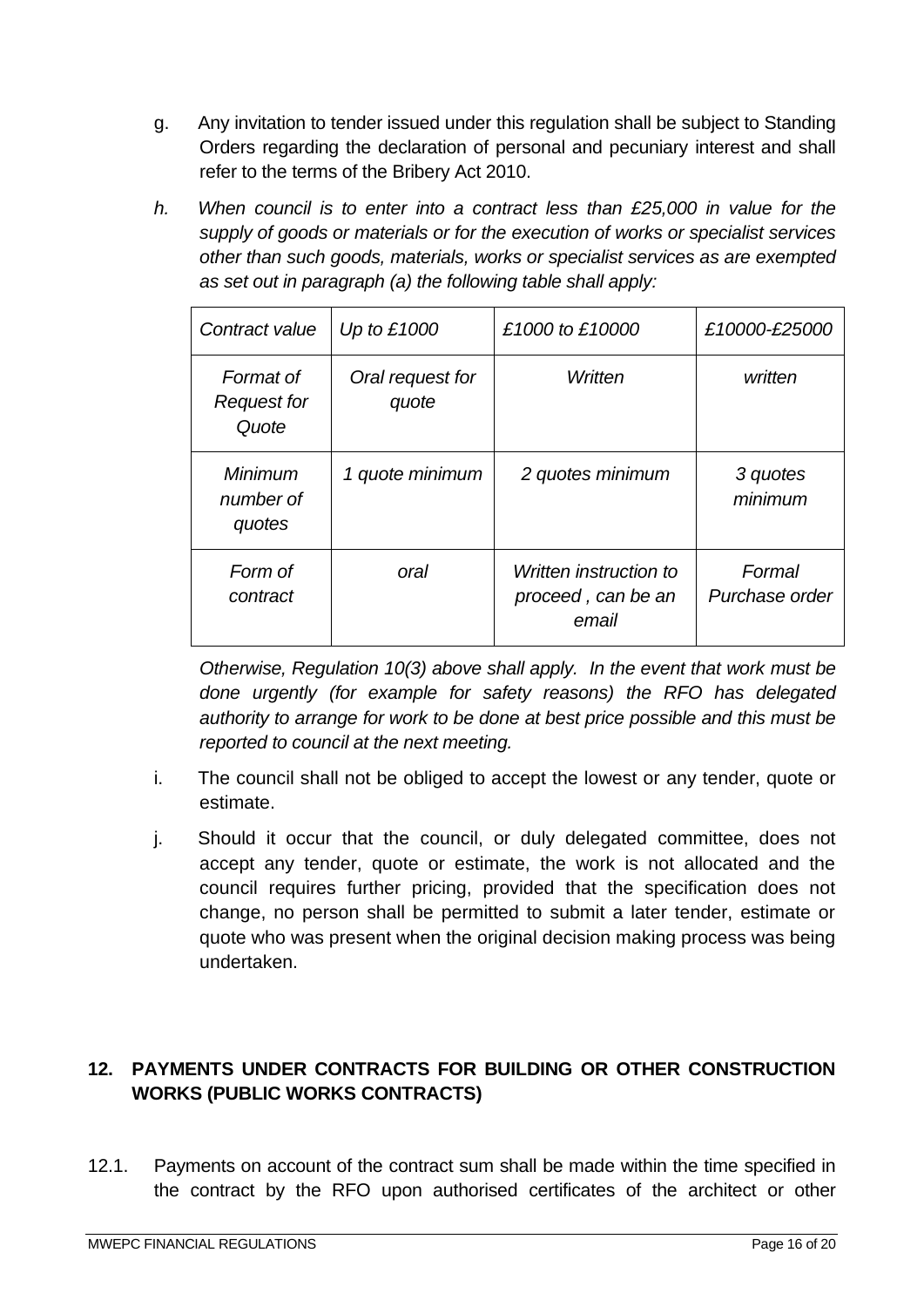g. Any invitation to tender issued under this regulation shall be subject to Standing Orders regarding the declaration of personal and pecuniary interest and shall refer to the terms of the Bribery Act 2010.

h. *When council is to enter into a contract less than £25,000 in value for the supply of goods or materials or for the execution of works or specialist services other than such goods, materials, works or specialist services as are exempted as set out in paragraph (a) the following table shall apply:*

| *Contract value* | *Up to £1000* | *£1000 to £10000* | *£10000-£25000* |
|---|---|---|---|
| *Format of Request for Quote* | *Oral request for quote* | *Written* | *written* |
| *Minimum number of quotes* | *1 quote minimum* | *2 quotes minimum* | *3 quotes minimum* |
| *Form of contract* | *oral* | *Written instruction to proceed , can be an email* | *Formal Purchase order* |

*Otherwise, Regulation 10(3) above shall apply. In the event that work must be done urgently (for example for safety reasons) the RFO has delegated authority to arrange for work to be done at best price possible and this must be reported to council at the next meeting.*

i. The council shall not be obliged to accept the lowest or any tender, quote or estimate.

j. Should it occur that the council, or duly delegated committee, does not accept any tender, quote or estimate, the work is not allocated and the council requires further pricing, provided that the specification does not change, no person shall be permitted to submit a later tender, estimate or quote who was present when the original decision making process was being undertaken.

## 12. PAYMENTS UNDER CONTRACTS FOR BUILDING OR OTHER CONSTRUCTION WORKS (PUBLIC WORKS CONTRACTS)

12.1. Payments on account of the contract sum shall be made within the time specified in the contract by the RFO upon authorised certificates of the architect or other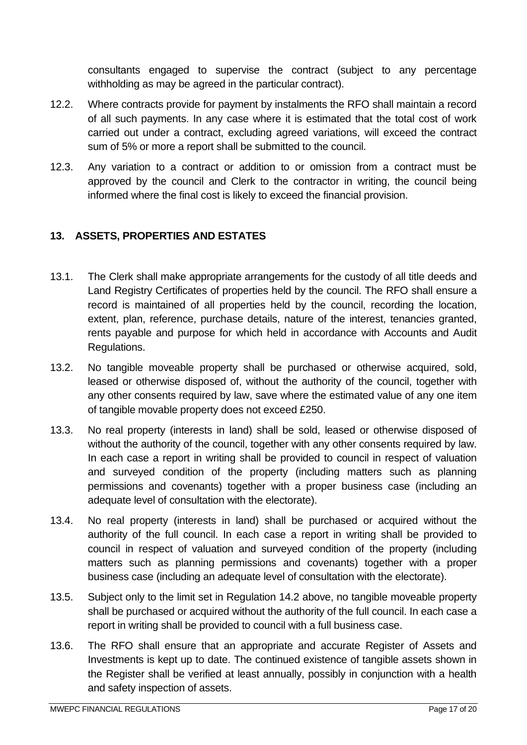consultants engaged to supervise the contract (subject to any percentage withholding as may be agreed in the particular contract).

12.2. Where contracts provide for payment by instalments the RFO shall maintain a record of all such payments. In any case where it is estimated that the total cost of work carried out under a contract, excluding agreed variations, will exceed the contract sum of 5% or more a report shall be submitted to the council.

12.3. Any variation to a contract or addition to or omission from a contract must be approved by the council and Clerk to the contractor in writing, the council being informed where the final cost is likely to exceed the financial provision.

## 13. ASSETS, PROPERTIES AND ESTATES

13.1. The Clerk shall make appropriate arrangements for the custody of all title deeds and Land Registry Certificates of properties held by the council. The RFO shall ensure a record is maintained of all properties held by the council, recording the location, extent, plan, reference, purchase details, nature of the interest, tenancies granted, rents payable and purpose for which held in accordance with Accounts and Audit Regulations.

13.2. No tangible moveable property shall be purchased or otherwise acquired, sold, leased or otherwise disposed of, without the authority of the council, together with any other consents required by law, save where the estimated value of any one item of tangible movable property does not exceed £250.

13.3. No real property (interests in land) shall be sold, leased or otherwise disposed of without the authority of the council, together with any other consents required by law. In each case a report in writing shall be provided to council in respect of valuation and surveyed condition of the property (including matters such as planning permissions and covenants) together with a proper business case (including an adequate level of consultation with the electorate).

13.4. No real property (interests in land) shall be purchased or acquired without the authority of the full council. In each case a report in writing shall be provided to council in respect of valuation and surveyed condition of the property (including matters such as planning permissions and covenants) together with a proper business case (including an adequate level of consultation with the electorate).

13.5. Subject only to the limit set in Regulation 14.2 above, no tangible moveable property shall be purchased or acquired without the authority of the full council. In each case a report in writing shall be provided to council with a full business case.

13.6. The RFO shall ensure that an appropriate and accurate Register of Assets and Investments is kept up to date. The continued existence of tangible assets shown in the Register shall be verified at least annually, possibly in conjunction with a health and safety inspection of assets.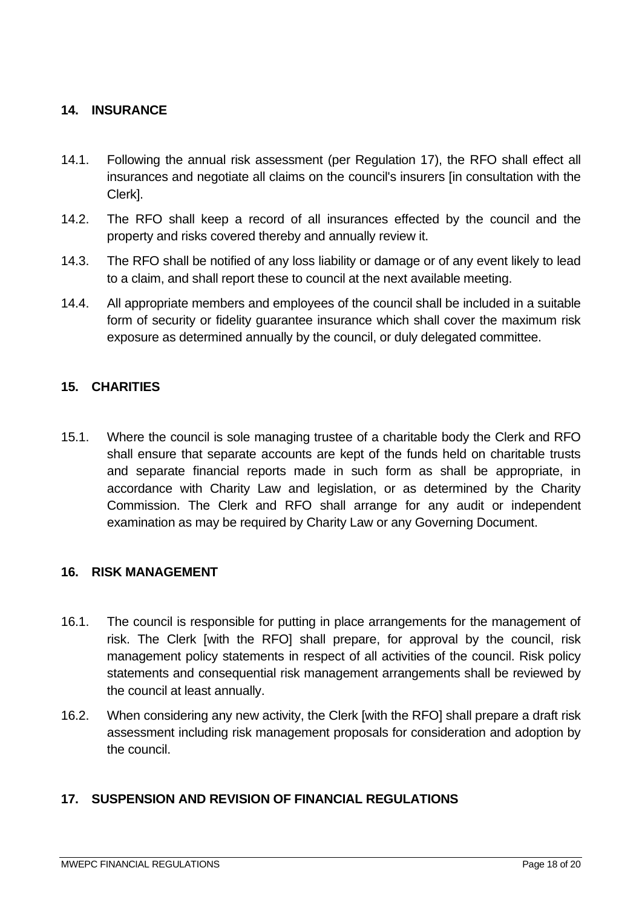## 14. INSURANCE

14.1. Following the annual risk assessment (per Regulation 17), the RFO shall effect all insurances and negotiate all claims on the council's insurers [in consultation with the Clerk].

14.2. The RFO shall keep a record of all insurances effected by the council and the property and risks covered thereby and annually review it.

14.3. The RFO shall be notified of any loss liability or damage or of any event likely to lead to a claim, and shall report these to council at the next available meeting.

14.4. All appropriate members and employees of the council shall be included in a suitable form of security or fidelity guarantee insurance which shall cover the maximum risk exposure as determined annually by the council, or duly delegated committee.

## 15. CHARITIES

15.1. Where the council is sole managing trustee of a charitable body the Clerk and RFO shall ensure that separate accounts are kept of the funds held on charitable trusts and separate financial reports made in such form as shall be appropriate, in accordance with Charity Law and legislation, or as determined by the Charity Commission. The Clerk and RFO shall arrange for any audit or independent examination as may be required by Charity Law or any Governing Document.

## 16. RISK MANAGEMENT

16.1. The council is responsible for putting in place arrangements for the management of risk. The Clerk [with the RFO] shall prepare, for approval by the council, risk management policy statements in respect of all activities of the council. Risk policy statements and consequential risk management arrangements shall be reviewed by the council at least annually.

16.2. When considering any new activity, the Clerk [with the RFO] shall prepare a draft risk assessment including risk management proposals for consideration and adoption by the council.

## 17. SUSPENSION AND REVISION OF FINANCIAL REGULATIONS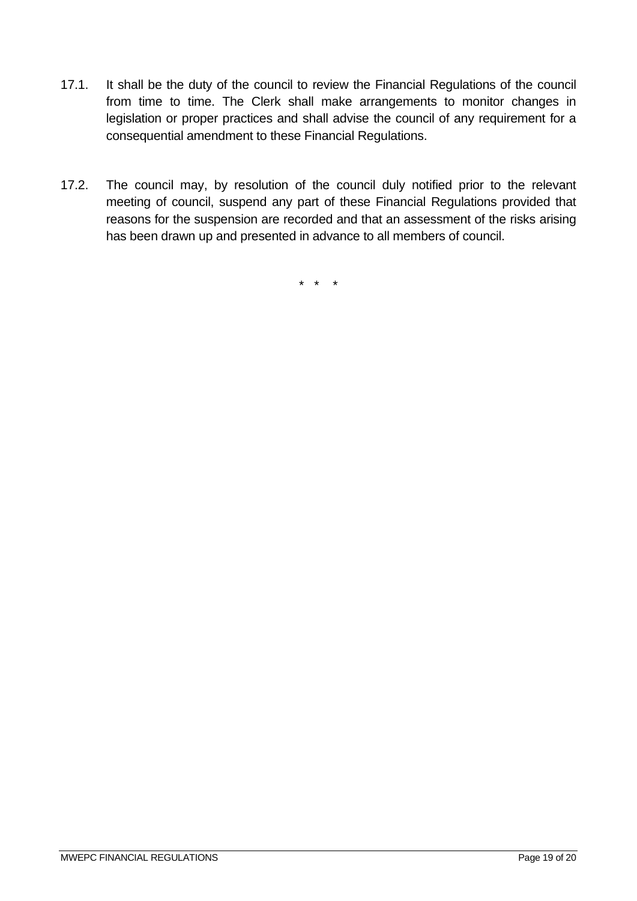17.1. It shall be the duty of the council to review the Financial Regulations of the council from time to time. The Clerk shall make arrangements to monitor changes in legislation or proper practices and shall advise the council of any requirement for a consequential amendment to these Financial Regulations.

17.2. The council may, by resolution of the council duly notified prior to the relevant meeting of council, suspend any part of these Financial Regulations provided that reasons for the suspension are recorded and that an assessment of the risks arising has been drawn up and presented in advance to all members of council.

\* \* \*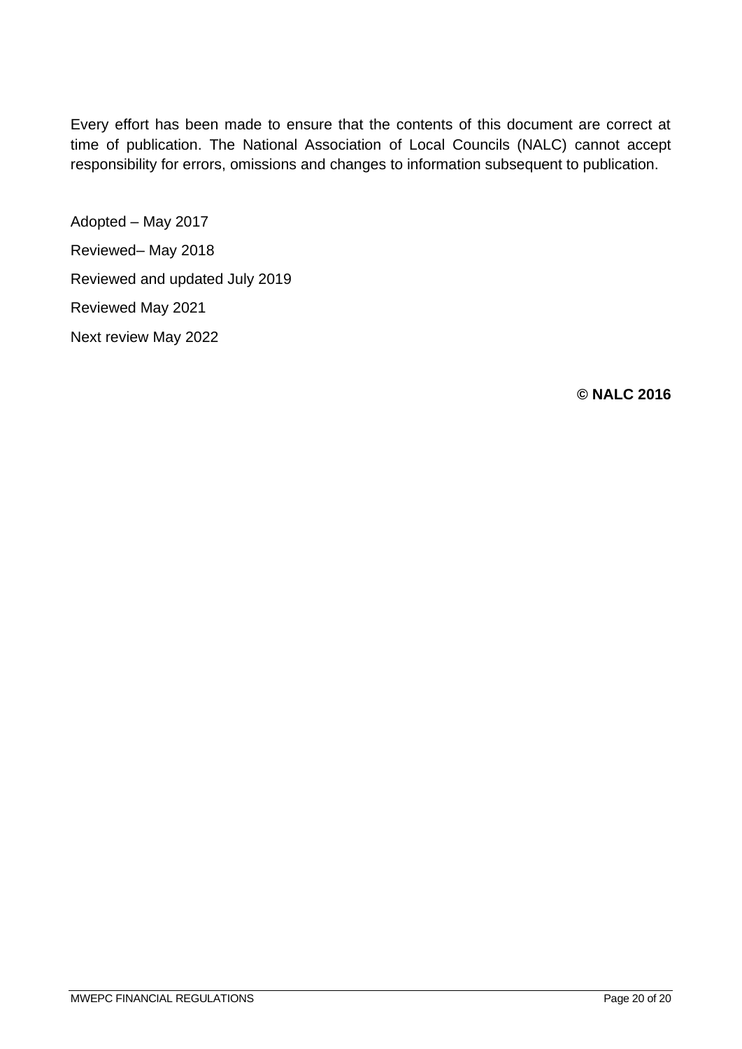Every effort has been made to ensure that the contents of this document are correct at time of publication. The National Association of Local Councils (NALC) cannot accept responsibility for errors, omissions and changes to information subsequent to publication.

Adopted – May 2017

Reviewed– May 2018

Reviewed and updated July 2019

Reviewed May 2021

Next review May 2022

**© NALC 2016**